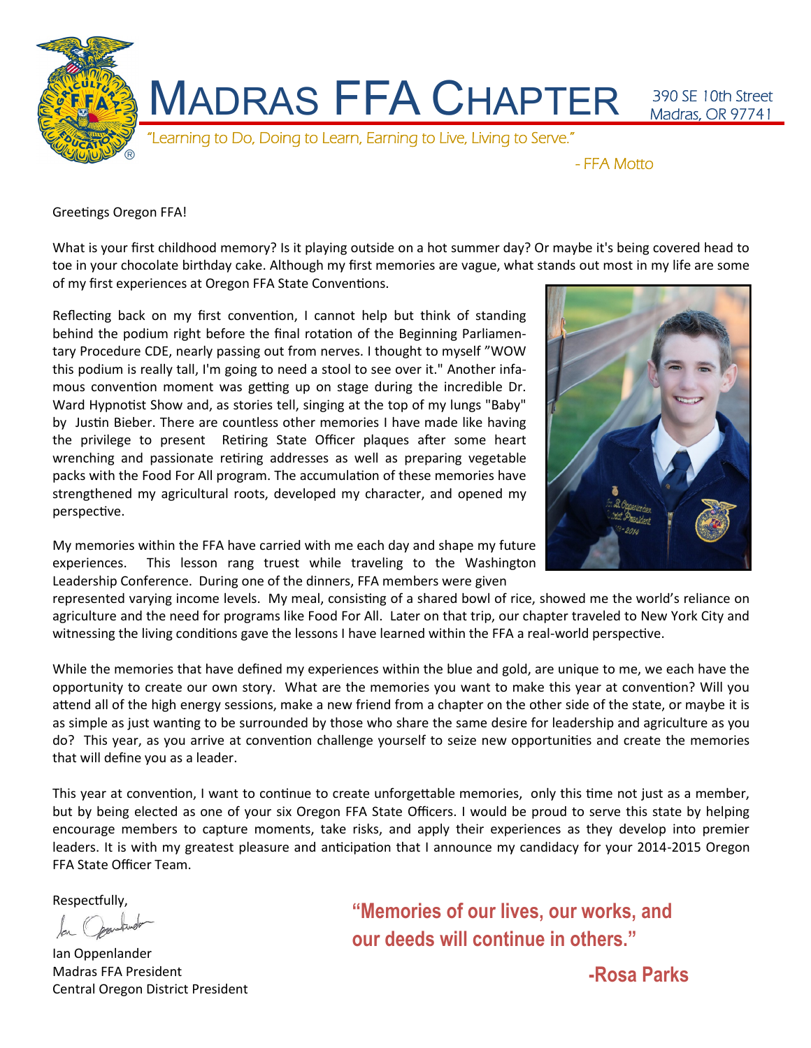# Madras FFA Chapter

390 SE 10th Street
Madras, OR 97741

*"Learning to Do, Doing to Learn, Earning to Live, Living to Serve."*

*- FFA Motto*

Greetings Oregon FFA!

What is your first childhood memory? Is it playing outside on a hot summer day? Or maybe it's being covered head to toe in your chocolate birthday cake. Although my first memories are vague, what stands out most in my life are some of my first experiences at Oregon FFA State Conventions.

Reflecting back on my first convention, I cannot help but think of standing behind the podium right before the final rotation of the Beginning Parliamentary Procedure CDE, nearly passing out from nerves. I thought to myself "WOW this podium is really tall, I'm going to need a stool to see over it." Another infamous convention moment was getting up on stage during the incredible Dr. Ward Hypnotist Show and, as stories tell, singing at the top of my lungs "Baby" by Justin Bieber. There are countless other memories I have made like having the privilege to present Retiring State Officer plaques after some heart wrenching and passionate retiring addresses as well as preparing vegetable packs with the Food For All program. The accumulation of these memories have strengthened my agricultural roots, developed my character, and opened my perspective.

My memories within the FFA have carried with me each day and shape my future experiences. This lesson rang truest while traveling to the Washington Leadership Conference. During one of the dinners, FFA members were given represented varying income levels. My meal, consisting of a shared bowl of rice, showed me the world's reliance on agriculture and the need for programs like Food For All. Later on that trip, our chapter traveled to New York City and witnessing the living conditions gave the lessons I have learned within the FFA a real-world perspective.

While the memories that have defined my experiences within the blue and gold, are unique to me, we each have the opportunity to create our own story. What are the memories you want to make this year at convention? Will you attend all of the high energy sessions, make a new friend from a chapter on the other side of the state, or maybe it is as simple as just wanting to be surrounded by those who share the same desire for leadership and agriculture as you do? This year, as you arrive at convention challenge yourself to seize new opportunities and create the memories that will define you as a leader.

This year at convention, I want to continue to create unforgettable memories, only this time not just as a member, but by being elected as one of your six Oregon FFA State Officers. I would be proud to serve this state by helping encourage members to capture moments, take risks, and apply their experiences as they develop into premier leaders. It is with my greatest pleasure and anticipation that I announce my candidacy for your 2014-2015 Oregon FFA State Officer Team.

Respectfully,

Ian Oppenlander
Madras FFA President
Central Oregon District President

**"Memories of our lives, our works, and our deeds will continue in others."**

**-Rosa Parks**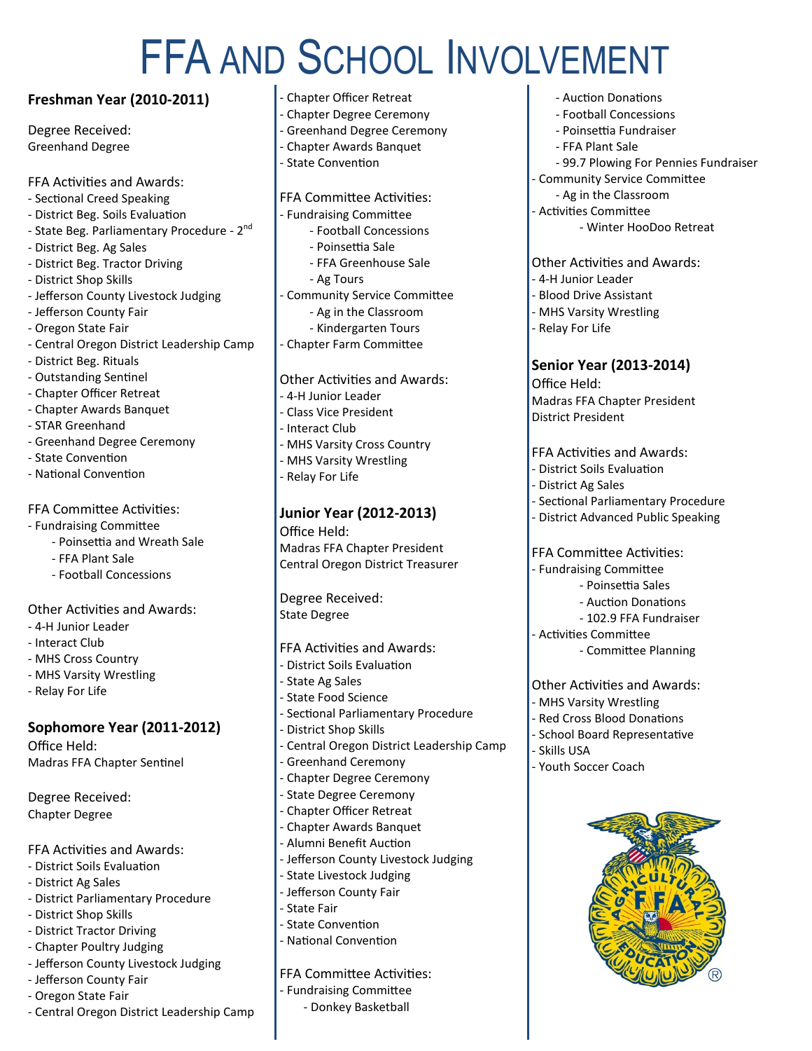# FFA and School Involvement

### Freshman Year (2010-2011)

Degree Received:
Greenhand Degree

FFA Activities and Awards:
- Sectional Creed Speaking
- District Beg. Soils Evaluation
- State Beg. Parliamentary Procedure - 2nd
- District Beg. Ag Sales
- District Beg. Tractor Driving
- District Shop Skills
- Jefferson County Livestock Judging
- Jefferson County Fair
- Oregon State Fair
- Central Oregon District Leadership Camp
- District Beg. Rituals
- Outstanding Sentinel
- Chapter Officer Retreat
- Chapter Awards Banquet
- STAR Greenhand
- Greenhand Degree Ceremony
- State Convention
- National Convention

FFA Committee Activities:
- Fundraising Committee
    - Poinsettia and Wreath Sale
    - FFA Plant Sale
    - Football Concessions

Other Activities and Awards:
- 4-H Junior Leader
- Interact Club
- MHS Cross Country
- MHS Varsity Wrestling
- Relay For Life

### Sophomore Year (2011-2012)

Office Held:
Madras FFA Chapter Sentinel

Degree Received:
Chapter Degree

FFA Activities and Awards:
- District Soils Evaluation
- District Ag Sales
- District Parliamentary Procedure
- District Shop Skills
- District Tractor Driving
- Chapter Poultry Judging
- Jefferson County Livestock Judging
- Jefferson County Fair
- Oregon State Fair
- Central Oregon District Leadership Camp
- Chapter Officer Retreat
- Chapter Degree Ceremony
- Greenhand Degree Ceremony
- Chapter Awards Banquet
- State Convention

FFA Committee Activities:
- Fundraising Committee
    - Football Concessions
    - Poinsettia Sale
    - FFA Greenhouse Sale
    - Ag Tours
- Community Service Committee
    - Ag in the Classroom
    - Kindergarten Tours
- Chapter Farm Committee

Other Activities and Awards:
- 4-H Junior Leader
- Class Vice President
- Interact Club
- MHS Varsity Cross Country
- MHS Varsity Wrestling
- Relay For Life

### Junior Year (2012-2013)

Office Held:
Madras FFA Chapter President
Central Oregon District Treasurer

Degree Received:
State Degree

FFA Activities and Awards:
- District Soils Evaluation
- State Ag Sales
- State Food Science
- Sectional Parliamentary Procedure
- District Shop Skills
- Central Oregon District Leadership Camp
- Greenhand Ceremony
- Chapter Degree Ceremony
- State Degree Ceremony
- Chapter Officer Retreat
- Chapter Awards Banquet
- Alumni Benefit Auction
- Jefferson County Livestock Judging
- State Livestock Judging
- Jefferson County Fair
- State Fair
- State Convention
- National Convention

FFA Committee Activities:
- Fundraising Committee
    - Donkey Basketball
    - Auction Donations
    - Football Concessions
    - Poinsettia Fundraiser
    - FFA Plant Sale
    - 99.7 Plowing For Pennies Fundraiser
- Community Service Committee
    - Ag in the Classroom
- Activities Committee
    - Winter HooDoo Retreat

Other Activities and Awards:
- 4-H Junior Leader
- Blood Drive Assistant
- MHS Varsity Wrestling
- Relay For Life

### Senior Year (2013-2014)

Office Held:
Madras FFA Chapter President
District President

FFA Activities and Awards:
- District Soils Evaluation
- District Ag Sales
- Sectional Parliamentary Procedure
- District Advanced Public Speaking

FFA Committee Activities:
- Fundraising Committee
    - Poinsettia Sales
    - Auction Donations
    - 102.9 FFA Fundraiser
- Activities Committee
    - Committee Planning

Other Activities and Awards:
- MHS Varsity Wrestling
- Red Cross Blood Donations
- School Board Representative
- Skills USA
- Youth Soccer Coach